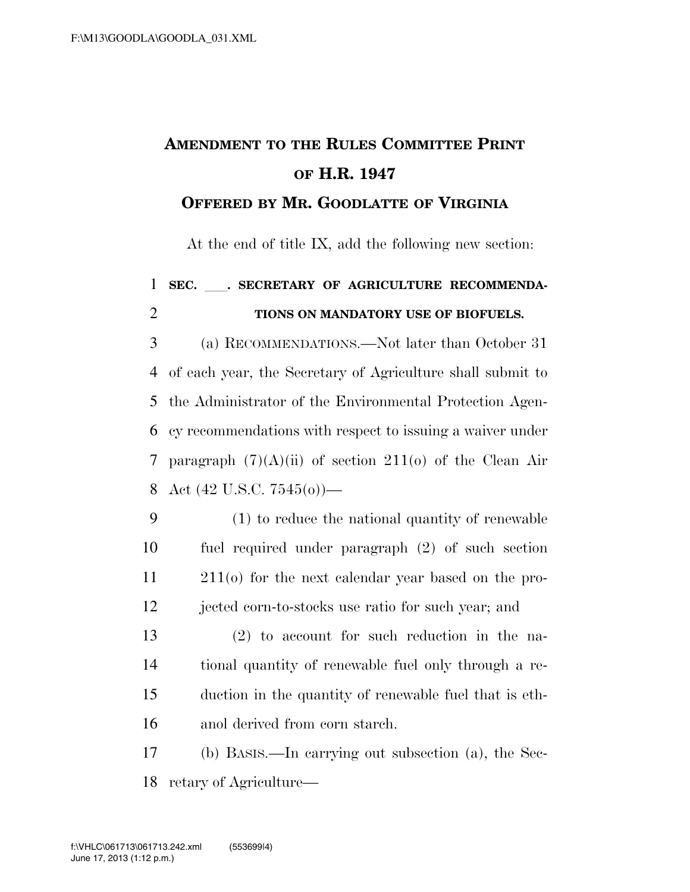# AMENDMENT TO THE RULES COMMITTEE PRINT OF H.R. 1947

## OFFERED BY MR. GOODLATTE OF VIRGINIA

At the end of title IX, add the following new section:

**SEC. \_\_\_. SECRETARY OF AGRICULTURE RECOMMENDATIONS ON MANDATORY USE OF BIOFUELS.**

(a) RECOMMENDATIONS.—Not later than October 31 of each year, the Secretary of Agriculture shall submit to the Administrator of the Environmental Protection Agency recommendations with respect to issuing a waiver under paragraph (7)(A)(ii) of section 211(o) of the Clean Air Act (42 U.S.C. 7545(o))—

(1) to reduce the national quantity of renewable fuel required under paragraph (2) of such section 211(o) for the next calendar year based on the projected corn-to-stocks use ratio for such year; and

(2) to account for such reduction in the national quantity of renewable fuel only through a reduction in the quantity of renewable fuel that is ethanol derived from corn starch.

(b) BASIS.—In carrying out subsection (a), the Secretary of Agriculture—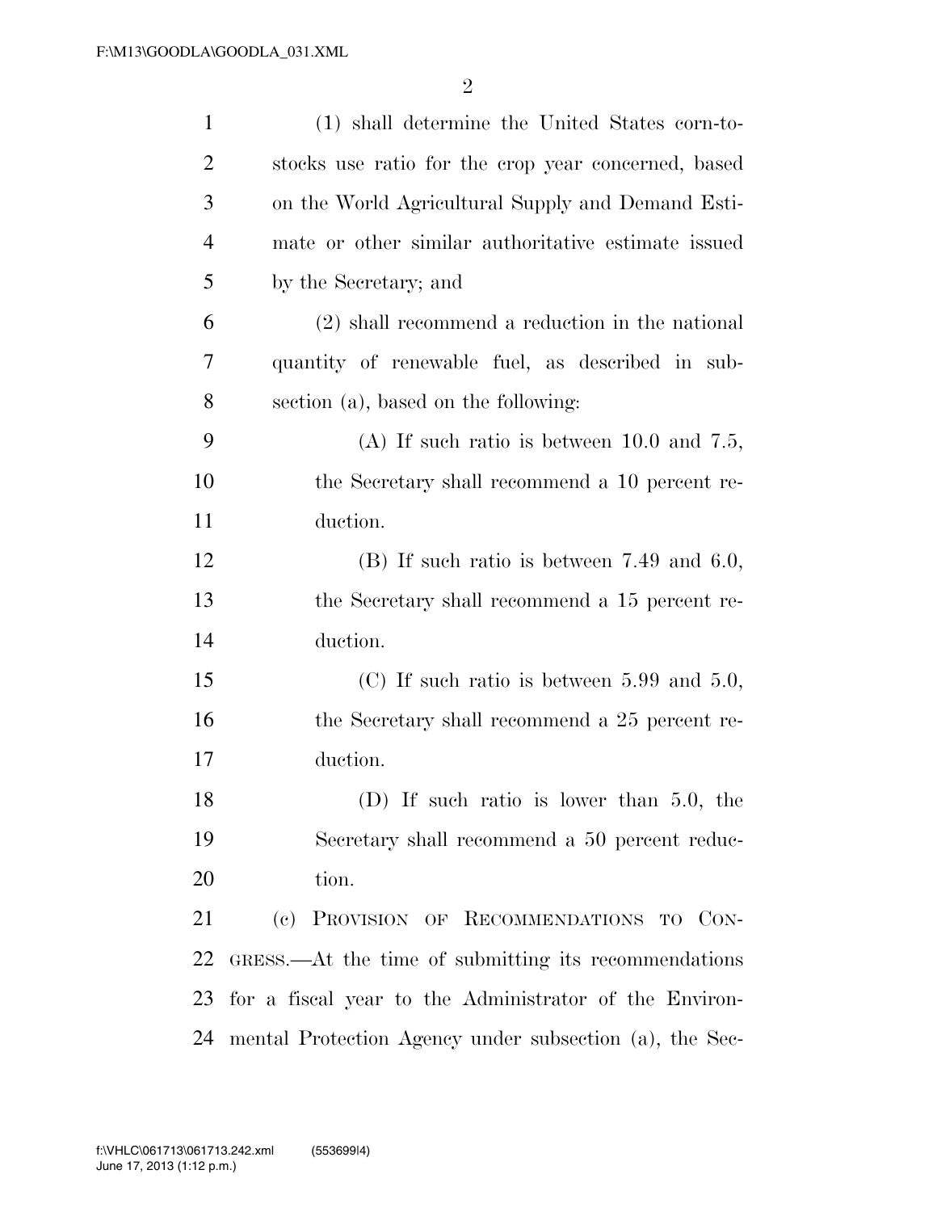(1) shall determine the United States corn-to-stocks use ratio for the crop year concerned, based on the World Agricultural Supply and Demand Estimate or other similar authoritative estimate issued by the Secretary; and

(2) shall recommend a reduction in the national quantity of renewable fuel, as described in subsection (a), based on the following:

(A) If such ratio is between 10.0 and 7.5, the Secretary shall recommend a 10 percent reduction.

(B) If such ratio is between 7.49 and 6.0, the Secretary shall recommend a 15 percent reduction.

(C) If such ratio is between 5.99 and 5.0, the Secretary shall recommend a 25 percent reduction.

(D) If such ratio is lower than 5.0, the Secretary shall recommend a 50 percent reduction.

(c) PROVISION OF RECOMMENDATIONS TO CONGRESS.—At the time of submitting its recommendations for a fiscal year to the Administrator of the Environmental Protection Agency under subsection (a), the Sec-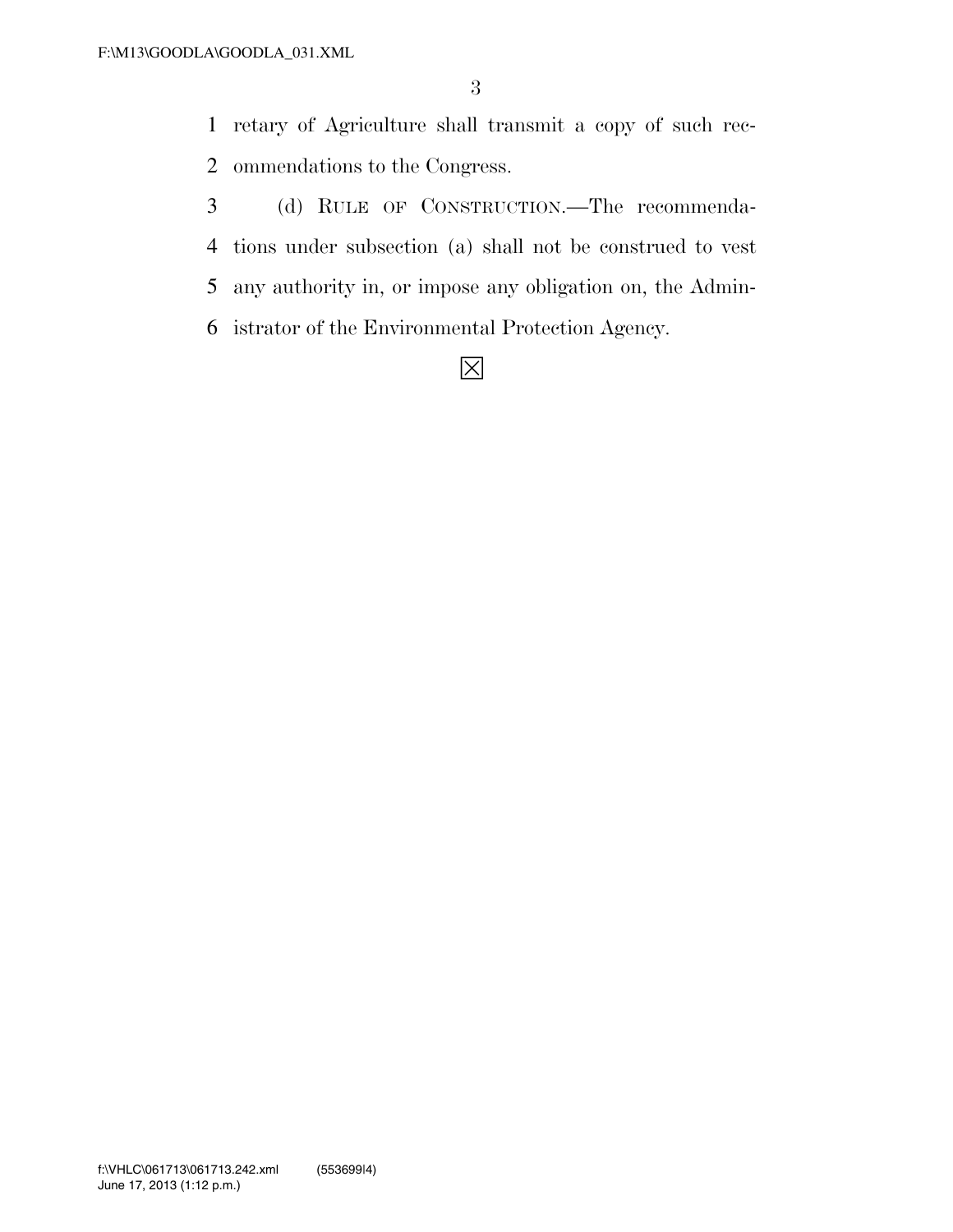retary of Agriculture shall transmit a copy of such recommendations to the Congress.

(d) RULE OF CONSTRUCTION.—The recommendations under subsection (a) shall not be construed to vest any authority in, or impose any obligation on, the Administrator of the Environmental Protection Agency.

☒